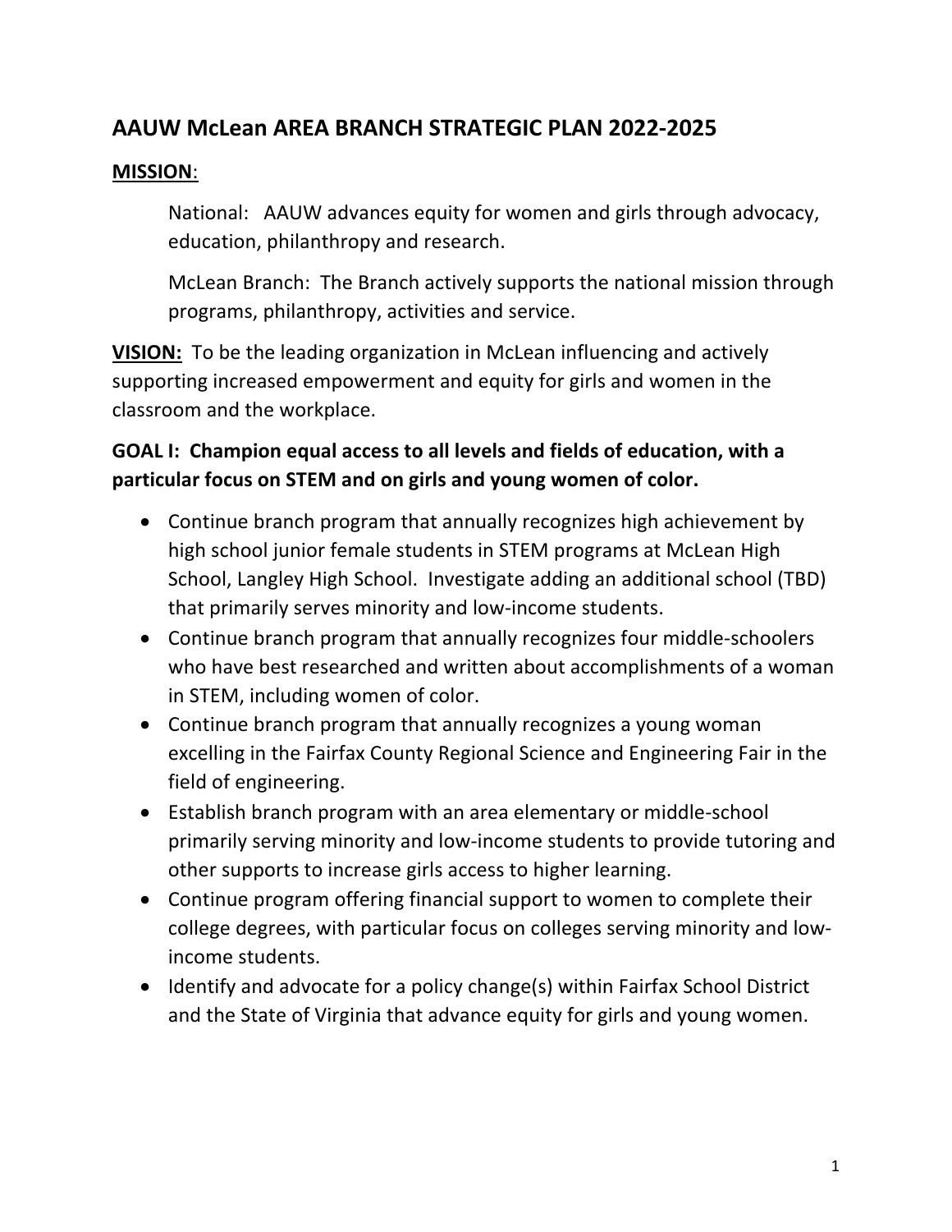# AAUW McLean AREA BRANCH STRATEGIC PLAN 2022-2025

**MISSION**:

National: AAUW advances equity for women and girls through advocacy, education, philanthropy and research.

McLean Branch: The Branch actively supports the national mission through programs, philanthropy, activities and service.

**VISION:** To be the leading organization in McLean influencing and actively supporting increased empowerment and equity for girls and women in the classroom and the workplace.

### GOAL I: Champion equal access to all levels and fields of education, with a particular focus on STEM and on girls and young women of color.

- Continue branch program that annually recognizes high achievement by high school junior female students in STEM programs at McLean High School, Langley High School. Investigate adding an additional school (TBD) that primarily serves minority and low-income students.
- Continue branch program that annually recognizes four middle-schoolers who have best researched and written about accomplishments of a woman in STEM, including women of color.
- Continue branch program that annually recognizes a young woman excelling in the Fairfax County Regional Science and Engineering Fair in the field of engineering.
- Establish branch program with an area elementary or middle-school primarily serving minority and low-income students to provide tutoring and other supports to increase girls access to higher learning.
- Continue program offering financial support to women to complete their college degrees, with particular focus on colleges serving minority and low-income students.
- Identify and advocate for a policy change(s) within Fairfax School District and the State of Virginia that advance equity for girls and young women.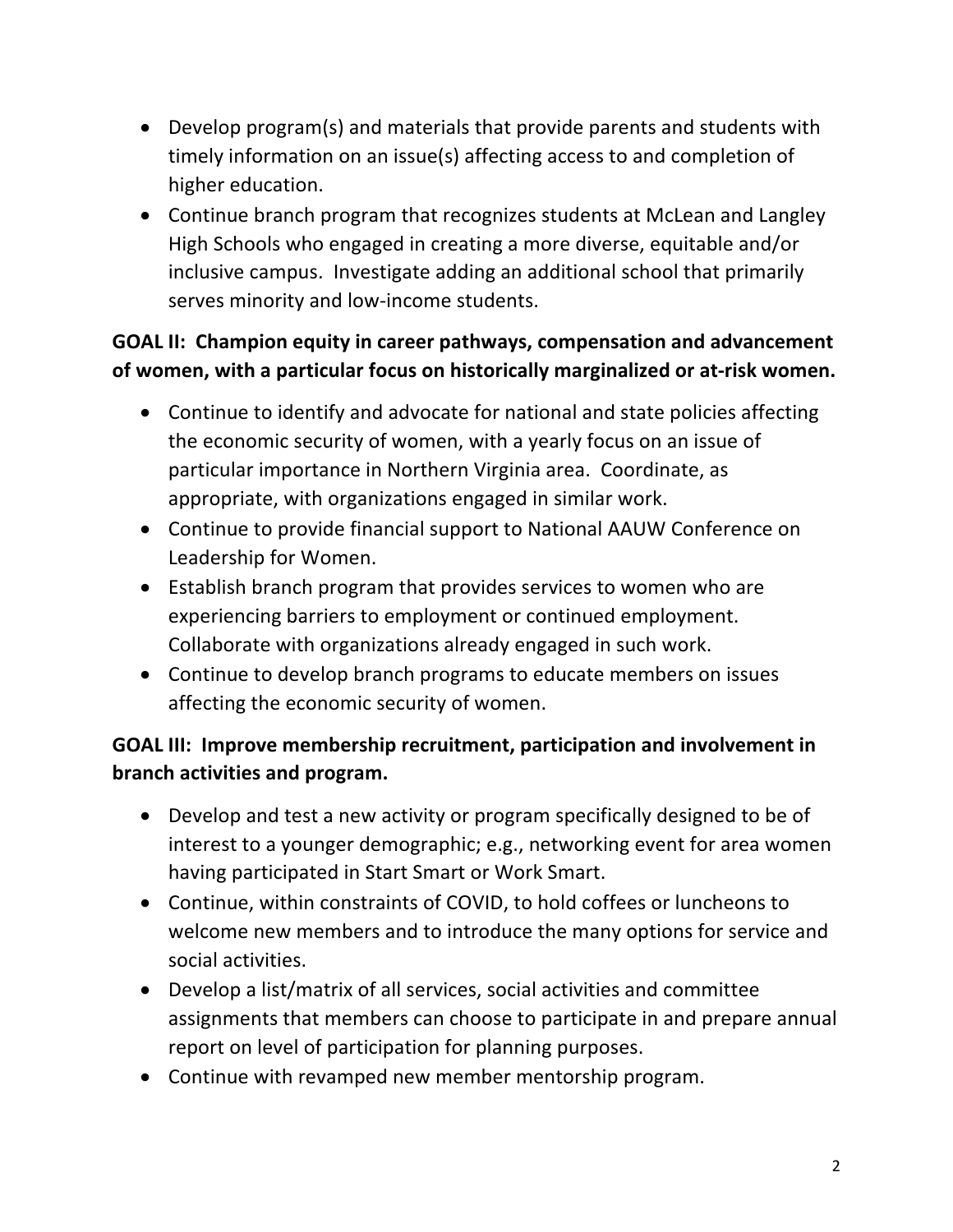- Develop program(s) and materials that provide parents and students with timely information on an issue(s) affecting access to and completion of higher education.
- Continue branch program that recognizes students at McLean and Langley High Schools who engaged in creating a more diverse, equitable and/or inclusive campus. Investigate adding an additional school that primarily serves minority and low-income students.

**GOAL II: Champion equity in career pathways, compensation and advancement of women, with a particular focus on historically marginalized or at-risk women.**

- Continue to identify and advocate for national and state policies affecting the economic security of women, with a yearly focus on an issue of particular importance in Northern Virginia area. Coordinate, as appropriate, with organizations engaged in similar work.
- Continue to provide financial support to National AAUW Conference on Leadership for Women.
- Establish branch program that provides services to women who are experiencing barriers to employment or continued employment. Collaborate with organizations already engaged in such work.
- Continue to develop branch programs to educate members on issues affecting the economic security of women.

**GOAL III: Improve membership recruitment, participation and involvement in branch activities and program.**

- Develop and test a new activity or program specifically designed to be of interest to a younger demographic; e.g., networking event for area women having participated in Start Smart or Work Smart.
- Continue, within constraints of COVID, to hold coffees or luncheons to welcome new members and to introduce the many options for service and social activities.
- Develop a list/matrix of all services, social activities and committee assignments that members can choose to participate in and prepare annual report on level of participation for planning purposes.
- Continue with revamped new member mentorship program.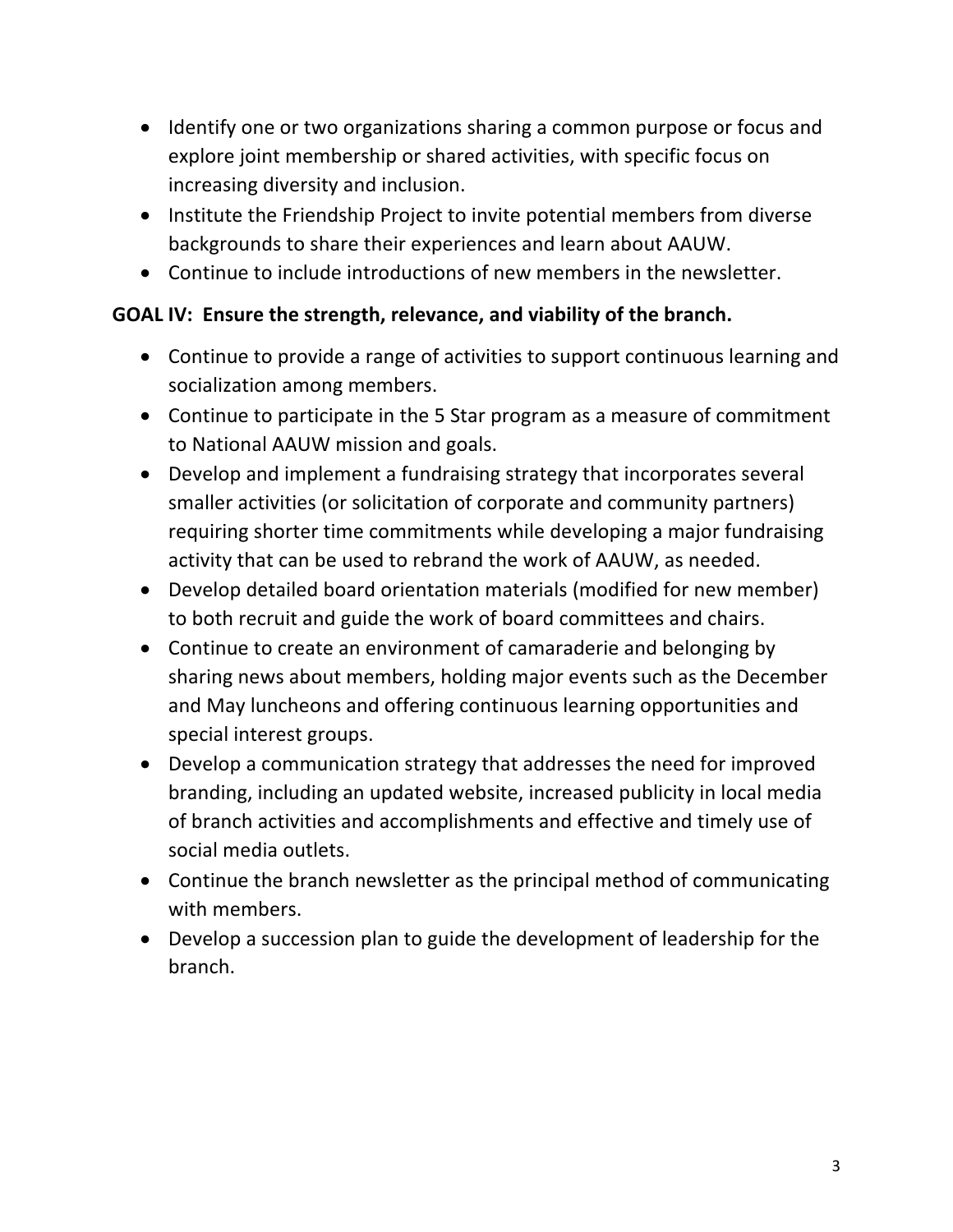- Identify one or two organizations sharing a common purpose or focus and explore joint membership or shared activities, with specific focus on increasing diversity and inclusion.
- Institute the Friendship Project to invite potential members from diverse backgrounds to share their experiences and learn about AAUW.
- Continue to include introductions of new members in the newsletter.

**GOAL IV: Ensure the strength, relevance, and viability of the branch.**

- Continue to provide a range of activities to support continuous learning and socialization among members.
- Continue to participate in the 5 Star program as a measure of commitment to National AAUW mission and goals.
- Develop and implement a fundraising strategy that incorporates several smaller activities (or solicitation of corporate and community partners) requiring shorter time commitments while developing a major fundraising activity that can be used to rebrand the work of AAUW, as needed.
- Develop detailed board orientation materials (modified for new member) to both recruit and guide the work of board committees and chairs.
- Continue to create an environment of camaraderie and belonging by sharing news about members, holding major events such as the December and May luncheons and offering continuous learning opportunities and special interest groups.
- Develop a communication strategy that addresses the need for improved branding, including an updated website, increased publicity in local media of branch activities and accomplishments and effective and timely use of social media outlets.
- Continue the branch newsletter as the principal method of communicating with members.
- Develop a succession plan to guide the development of leadership for the branch.